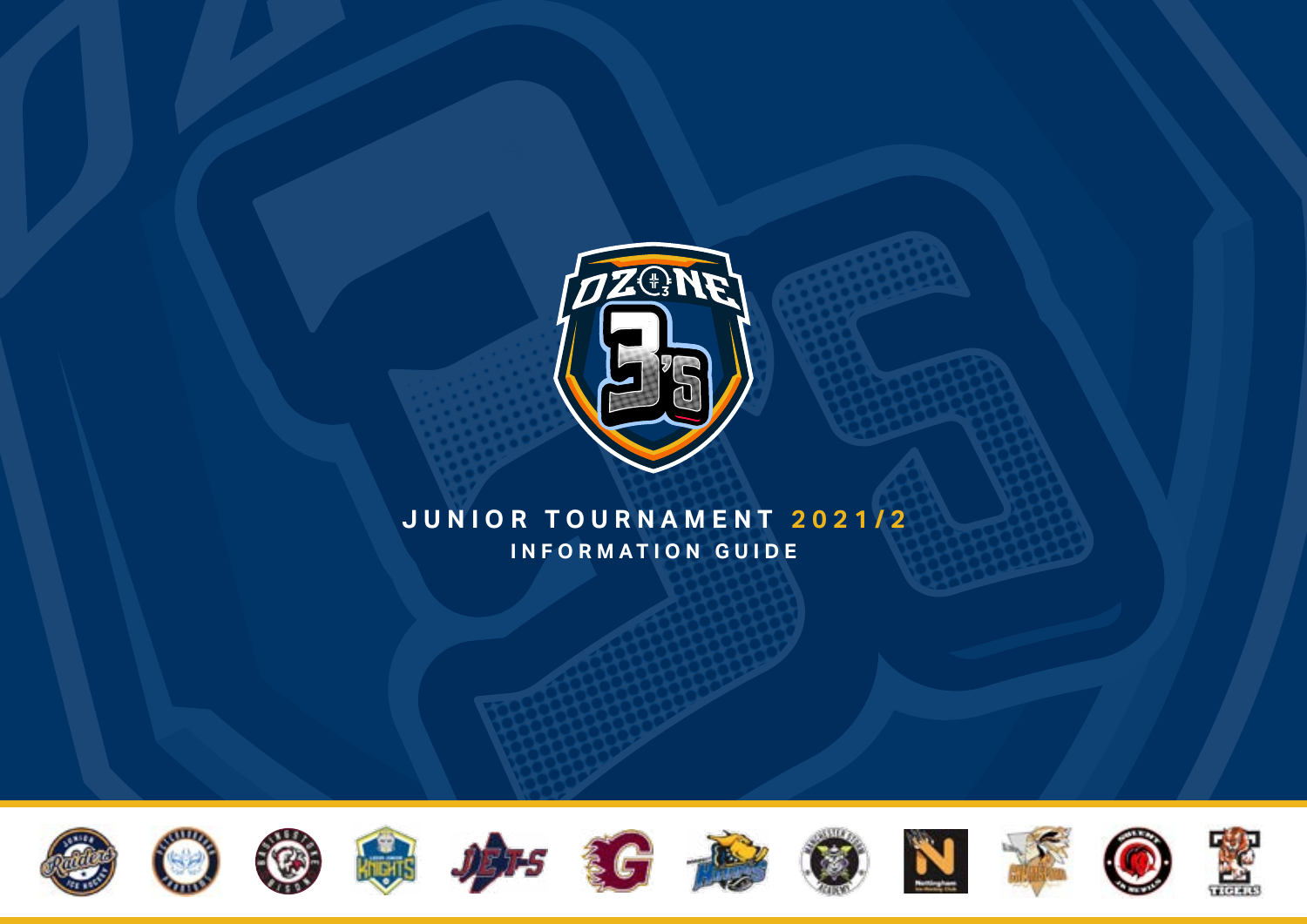# JUNIOR TOURNAMENT 2021/2

## INFORMATION GUIDE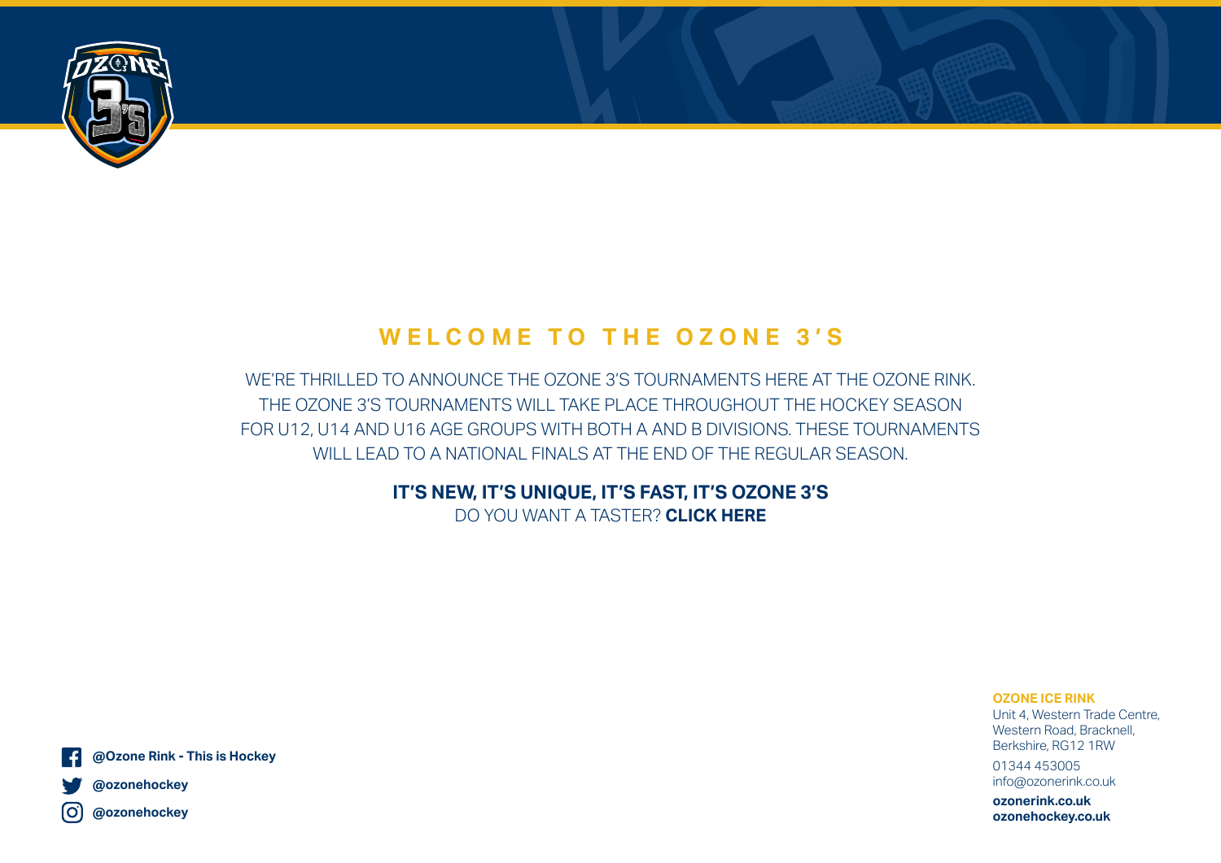## WELCOME TO THE OZONE 3'S

WE'RE THRILLED TO ANNOUNCE THE OZONE 3'S TOURNAMENTS HERE AT THE OZONE RINK. THE OZONE 3'S TOURNAMENTS WILL TAKE PLACE THROUGHOUT THE HOCKEY SEASON FOR U12, U14 AND U16 AGE GROUPS WITH BOTH A AND B DIVISIONS. THESE TOURNAMENTS WILL LEAD TO A NATIONAL FINALS AT THE END OF THE REGULAR SEASON.

**IT'S NEW, IT'S UNIQUE, IT'S FAST, IT'S OZONE 3'S**
DO YOU WANT A TASTER? **CLICK HERE**

**@Ozone Rink - This is Hockey**
**@ozonehockey**
**@ozonehockey**

**OZONE ICE RINK**
Unit 4, Western Trade Centre,
Western Road, Bracknell,
Berkshire, RG12 1RW

01344 453005
info@ozonerink.co.uk

**ozonerink.co.uk**
**ozonehockey.co.uk**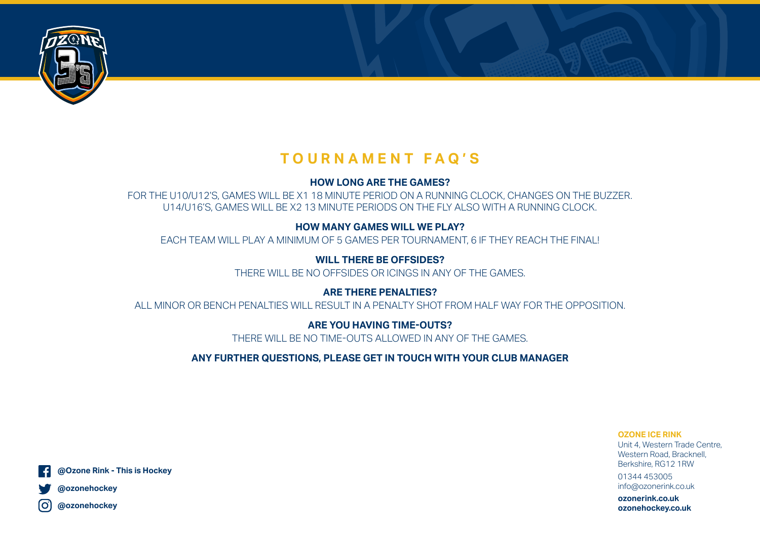# TOURNAMENT FAQ'S

**HOW LONG ARE THE GAMES?**

FOR THE U10/U12'S, GAMES WILL BE X1 18 MINUTE PERIOD ON A RUNNING CLOCK, CHANGES ON THE BUZZER.
U14/U16'S, GAMES WILL BE X2 13 MINUTE PERIODS ON THE FLY ALSO WITH A RUNNING CLOCK.

**HOW MANY GAMES WILL WE PLAY?**

EACH TEAM WILL PLAY A MINIMUM OF 5 GAMES PER TOURNAMENT, 6 IF THEY REACH THE FINAL!

**WILL THERE BE OFFSIDES?**

THERE WILL BE NO OFFSIDES OR ICINGS IN ANY OF THE GAMES.

**ARE THERE PENALTIES?**

ALL MINOR OR BENCH PENALTIES WILL RESULT IN A PENALTY SHOT FROM HALF WAY FOR THE OPPOSITION.

**ARE YOU HAVING TIME-OUTS?**

THERE WILL BE NO TIME-OUTS ALLOWED IN ANY OF THE GAMES.

**ANY FURTHER QUESTIONS, PLEASE GET IN TOUCH WITH YOUR CLUB MANAGER**

**@Ozone Rink - This is Hockey**
**@ozonehockey**
**@ozonehockey**

**OZONE ICE RINK**
Unit 4, Western Trade Centre,
Western Road, Bracknell,
Berkshire, RG12 1RW

01344 453005
info@ozonerink.co.uk

**ozonerink.co.uk**
**ozonehockey.co.uk**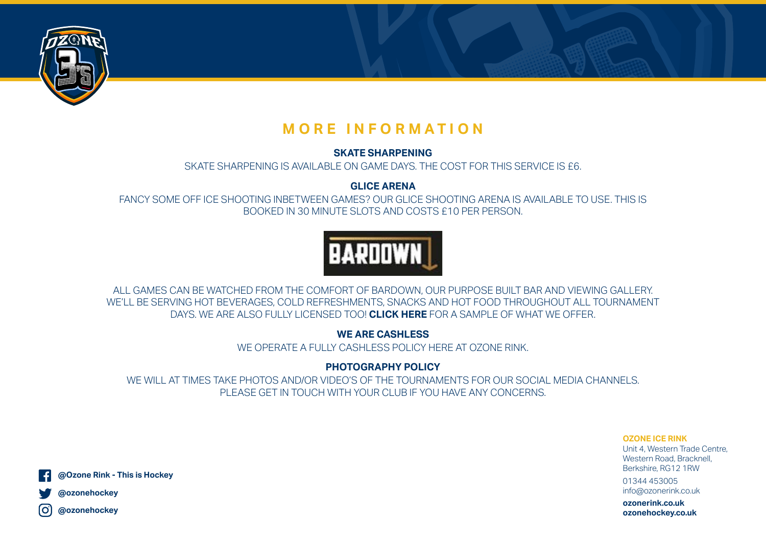# MORE INFORMATION

## SKATE SHARPENING

SKATE SHARPENING IS AVAILABLE ON GAME DAYS. THE COST FOR THIS SERVICE IS £6.

## GLICE ARENA

FANCY SOME OFF ICE SHOOTING INBETWEEN GAMES? OUR GLICE SHOOTING ARENA IS AVAILABLE TO USE. THIS IS BOOKED IN 30 MINUTE SLOTS AND COSTS £10 PER PERSON.

BARDOWN

ALL GAMES CAN BE WATCHED FROM THE COMFORT OF BARDOWN, OUR PURPOSE BUILT BAR AND VIEWING GALLERY. WE'LL BE SERVING HOT BEVERAGES, COLD REFRESHMENTS, SNACKS AND HOT FOOD THROUGHOUT ALL TOURNAMENT DAYS. WE ARE ALSO FULLY LICENSED TOO! **CLICK HERE** FOR A SAMPLE OF WHAT WE OFFER.

## WE ARE CASHLESS

WE OPERATE A FULLY CASHLESS POLICY HERE AT OZONE RINK.

## PHOTOGRAPHY POLICY

WE WILL AT TIMES TAKE PHOTOS AND/OR VIDEO'S OF THE TOURNAMENTS FOR OUR SOCIAL MEDIA CHANNELS. PLEASE GET IN TOUCH WITH YOUR CLUB IF YOU HAVE ANY CONCERNS.

**@Ozone Rink - This is Hockey**

**@ozonehockey**

**@ozonehockey**

**OZONE ICE RINK**
Unit 4, Western Trade Centre,
Western Road, Bracknell,
Berkshire, RG12 1RW

01344 453005
info@ozonerink.co.uk

**ozonerink.co.uk**
**ozonehockey.co.uk**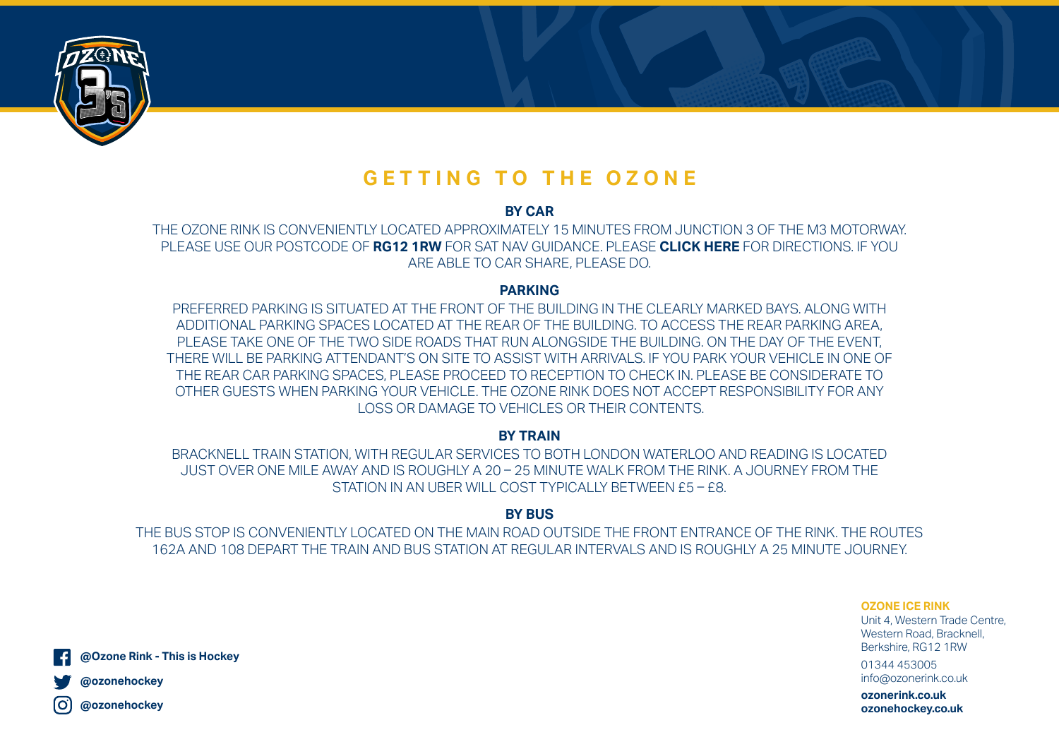# GETTING TO THE OZONE

## BY CAR

THE OZONE RINK IS CONVENIENTLY LOCATED APPROXIMATELY 15 MINUTES FROM JUNCTION 3 OF THE M3 MOTORWAY. PLEASE USE OUR POSTCODE OF **RG12 1RW** FOR SAT NAV GUIDANCE. PLEASE **CLICK HERE** FOR DIRECTIONS. IF YOU ARE ABLE TO CAR SHARE, PLEASE DO.

## PARKING

PREFERRED PARKING IS SITUATED AT THE FRONT OF THE BUILDING IN THE CLEARLY MARKED BAYS. ALONG WITH ADDITIONAL PARKING SPACES LOCATED AT THE REAR OF THE BUILDING. TO ACCESS THE REAR PARKING AREA, PLEASE TAKE ONE OF THE TWO SIDE ROADS THAT RUN ALONGSIDE THE BUILDING. ON THE DAY OF THE EVENT, THERE WILL BE PARKING ATTENDANT'S ON SITE TO ASSIST WITH ARRIVALS. IF YOU PARK YOUR VEHICLE IN ONE OF THE REAR CAR PARKING SPACES, PLEASE PROCEED TO RECEPTION TO CHECK IN. PLEASE BE CONSIDERATE TO OTHER GUESTS WHEN PARKING YOUR VEHICLE. THE OZONE RINK DOES NOT ACCEPT RESPONSIBILITY FOR ANY LOSS OR DAMAGE TO VEHICLES OR THEIR CONTENTS.

## BY TRAIN

BRACKNELL TRAIN STATION, WITH REGULAR SERVICES TO BOTH LONDON WATERLOO AND READING IS LOCATED JUST OVER ONE MILE AWAY AND IS ROUGHLY A 20 – 25 MINUTE WALK FROM THE RINK. A JOURNEY FROM THE STATION IN AN UBER WILL COST TYPICALLY BETWEEN £5 – £8.

## BY BUS

THE BUS STOP IS CONVENIENTLY LOCATED ON THE MAIN ROAD OUTSIDE THE FRONT ENTRANCE OF THE RINK. THE ROUTES 162A AND 108 DEPART THE TRAIN AND BUS STATION AT REGULAR INTERVALS AND IS ROUGHLY A 25 MINUTE JOURNEY.

**@Ozone Rink - This is Hockey**

**@ozonehockey**

**@ozonehockey**

**OZONE ICE RINK**
Unit 4, Western Trade Centre,
Western Road, Bracknell,
Berkshire, RG12 1RW

01344 453005
info@ozonerink.co.uk

**ozonerink.co.uk**
**ozonehockey.co.uk**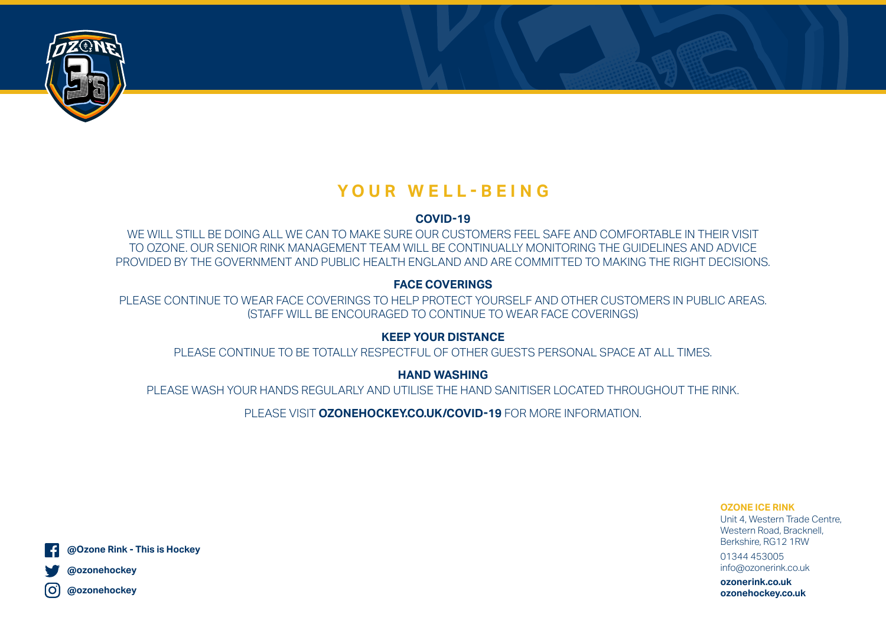# YOUR WELL-BEING

**COVID-19**

WE WILL STILL BE DOING ALL WE CAN TO MAKE SURE OUR CUSTOMERS FEEL SAFE AND COMFORTABLE IN THEIR VISIT TO OZONE. OUR SENIOR RINK MANAGEMENT TEAM WILL BE CONTINUALLY MONITORING THE GUIDELINES AND ADVICE PROVIDED BY THE GOVERNMENT AND PUBLIC HEALTH ENGLAND AND ARE COMMITTED TO MAKING THE RIGHT DECISIONS.

**FACE COVERINGS**

PLEASE CONTINUE TO WEAR FACE COVERINGS TO HELP PROTECT YOURSELF AND OTHER CUSTOMERS IN PUBLIC AREAS. (STAFF WILL BE ENCOURAGED TO CONTINUE TO WEAR FACE COVERINGS)

**KEEP YOUR DISTANCE**

PLEASE CONTINUE TO BE TOTALLY RESPECTFUL OF OTHER GUESTS PERSONAL SPACE AT ALL TIMES.

**HAND WASHING**

PLEASE WASH YOUR HANDS REGULARLY AND UTILISE THE HAND SANITISER LOCATED THROUGHOUT THE RINK.

PLEASE VISIT **OZONEHOCKEY.CO.UK/COVID-19** FOR MORE INFORMATION.

**@Ozone Rink - This is Hockey**

**@ozonehockey**

**@ozonehockey**

**OZONE ICE RINK**
Unit 4, Western Trade Centre,
Western Road, Bracknell,
Berkshire, RG12 1RW

01344 453005
info@ozonerink.co.uk

**ozonerink.co.uk**
**ozonehockey.co.uk**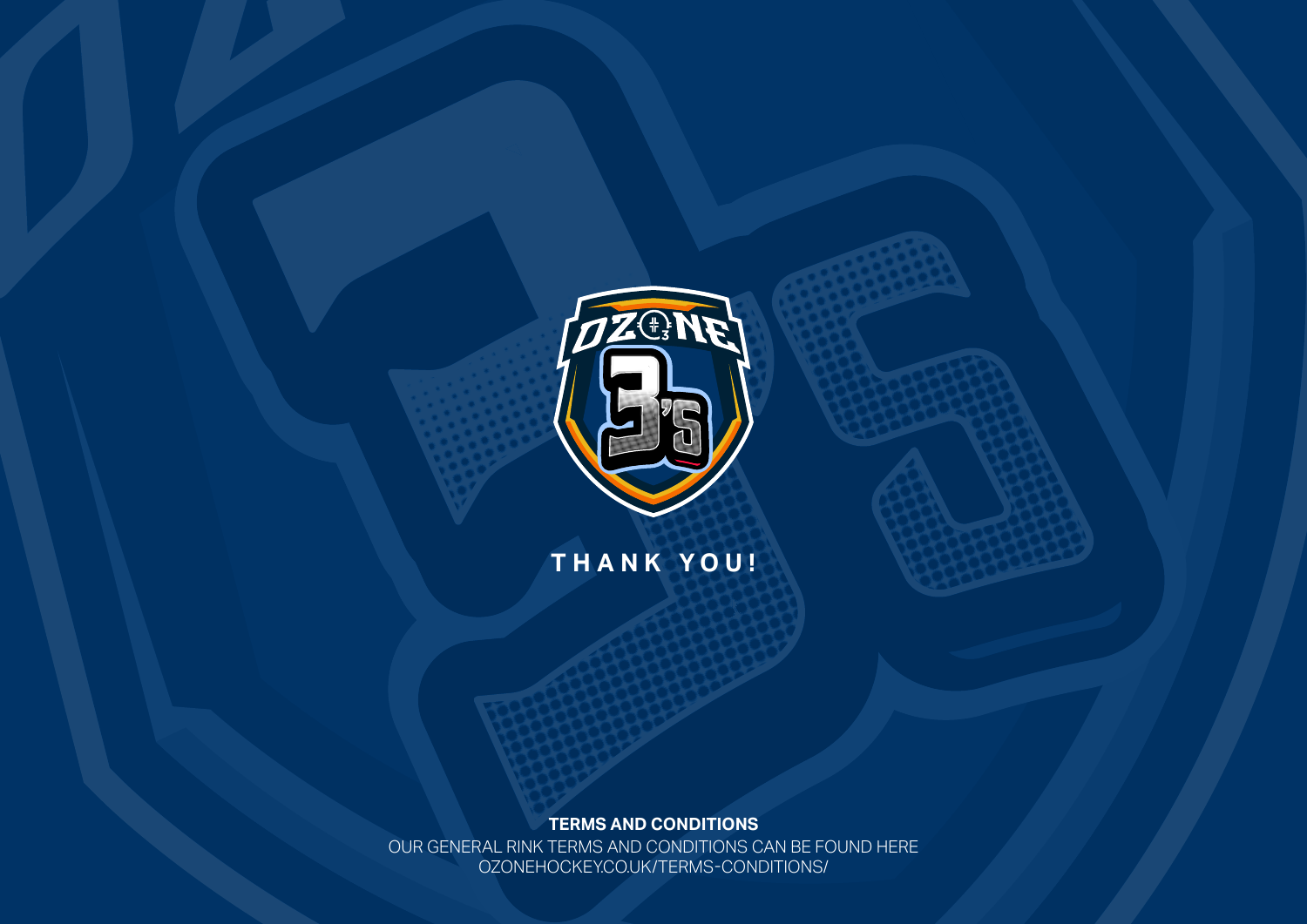THANK YOU!

**TERMS AND CONDITIONS**

OUR GENERAL RINK TERMS AND CONDITIONS CAN BE FOUND HERE
OZONEHOCKEY.CO.UK/TERMS-CONDITIONS/